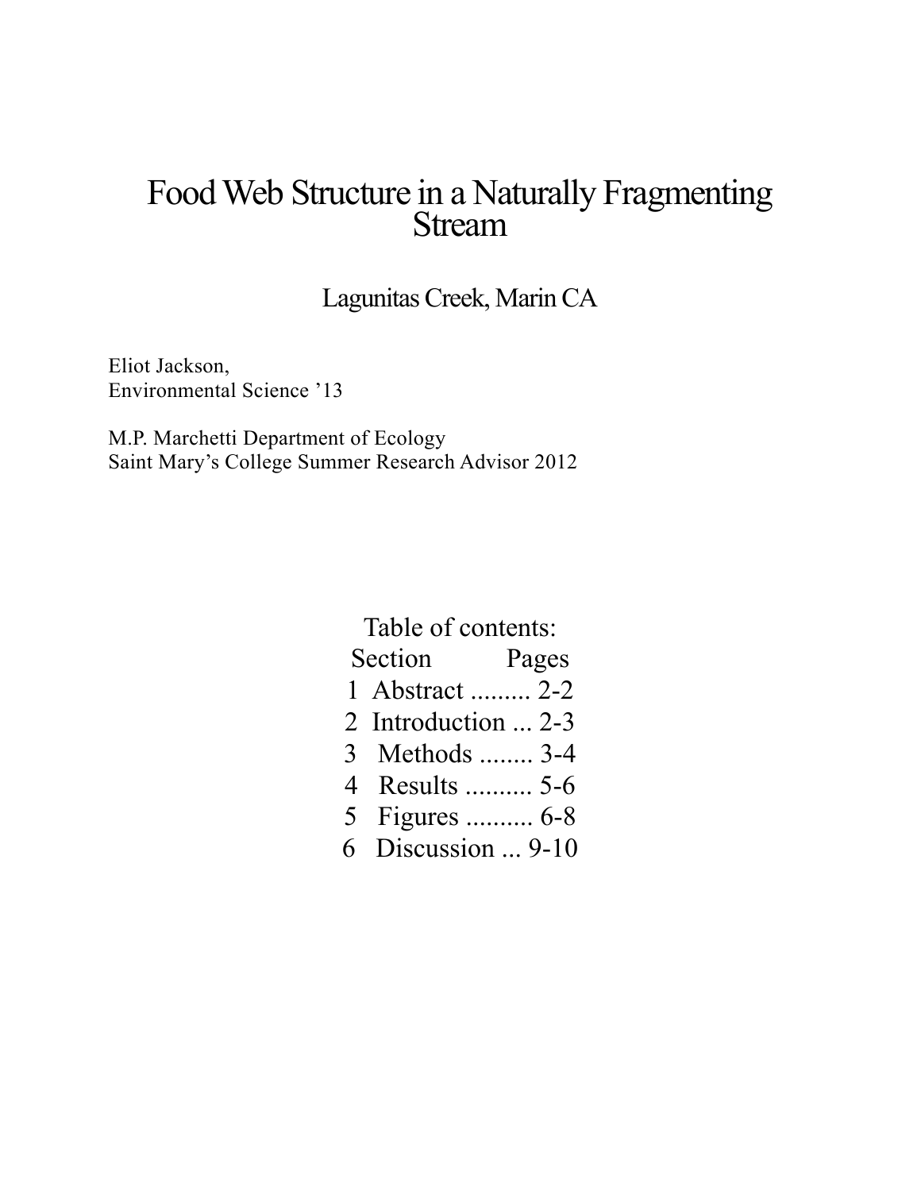# Food Web Structure in a Naturally Fragmenting Stream

## Lagunitas Creek, Marin CA

Eliot Jackson,
Environmental Science '13

M.P. Marchetti Department of Ecology
Saint Mary's College Summer Research Advisor 2012

Table of contents:

| Section | Pages |
|---|---|
| 1 Abstract | 2-2 |
| 2 Introduction | 2-3 |
| 3 Methods | 3-4 |
| 4 Results | 5-6 |
| 5 Figures | 6-8 |
| 6 Discussion | 9-10 |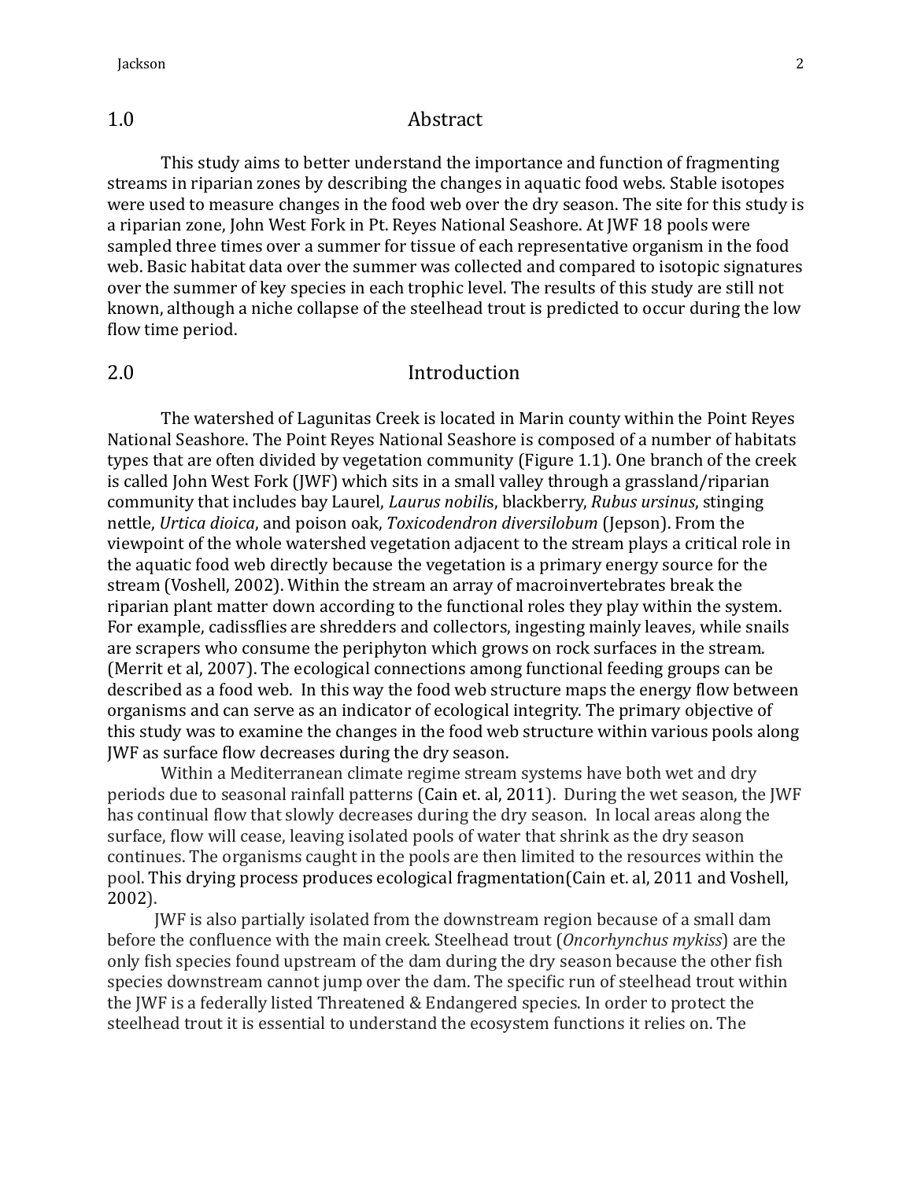## 1.0 Abstract

This study aims to better understand the importance and function of fragmenting streams in riparian zones by describing the changes in aquatic food webs. Stable isotopes were used to measure changes in the food web over the dry season. The site for this study is a riparian zone, John West Fork in Pt. Reyes National Seashore. At JWF 18 pools were sampled three times over a summer for tissue of each representative organism in the food web. Basic habitat data over the summer was collected and compared to isotopic signatures over the summer of key species in each trophic level. The results of this study are still not known, although a niche collapse of the steelhead trout is predicted to occur during the low flow time period.

## 2.0 Introduction

The watershed of Lagunitas Creek is located in Marin county within the Point Reyes National Seashore. The Point Reyes National Seashore is composed of a number of habitats types that are often divided by vegetation community (Figure 1.1). One branch of the creek is called John West Fork (JWF) which sits in a small valley through a grassland/riparian community that includes bay Laurel, *Laurus nobilis*, blackberry, *Rubus ursinus*, stinging nettle, *Urtica dioica*, and poison oak, *Toxicodendron diversilobum* (Jepson). From the viewpoint of the whole watershed vegetation adjacent to the stream plays a critical role in the aquatic food web directly because the vegetation is a primary energy source for the stream (Voshell, 2002). Within the stream an array of macroinvertebrates break the riparian plant matter down according to the functional roles they play within the system. For example, cadissflies are shredders and collectors, ingesting mainly leaves, while snails are scrapers who consume the periphyton which grows on rock surfaces in the stream. (Merrit et al, 2007). The ecological connections among functional feeding groups can be described as a food web. In this way the food web structure maps the energy flow between organisms and can serve as an indicator of ecological integrity. The primary objective of this study was to examine the changes in the food web structure within various pools along JWF as surface flow decreases during the dry season.

Within a Mediterranean climate regime stream systems have both wet and dry periods due to seasonal rainfall patterns (Cain et. al, 2011). During the wet season, the JWF has continual flow that slowly decreases during the dry season. In local areas along the surface, flow will cease, leaving isolated pools of water that shrink as the dry season continues. The organisms caught in the pools are then limited to the resources within the pool. This drying process produces ecological fragmentation(Cain et. al, 2011 and Voshell, 2002).

JWF is also partially isolated from the downstream region because of a small dam before the confluence with the main creek. Steelhead trout (*Oncorhynchus mykiss*) are the only fish species found upstream of the dam during the dry season because the other fish species downstream cannot jump over the dam. The specific run of steelhead trout within the JWF is a federally listed Threatened & Endangered species. In order to protect the steelhead trout it is essential to understand the ecosystem functions it relies on. The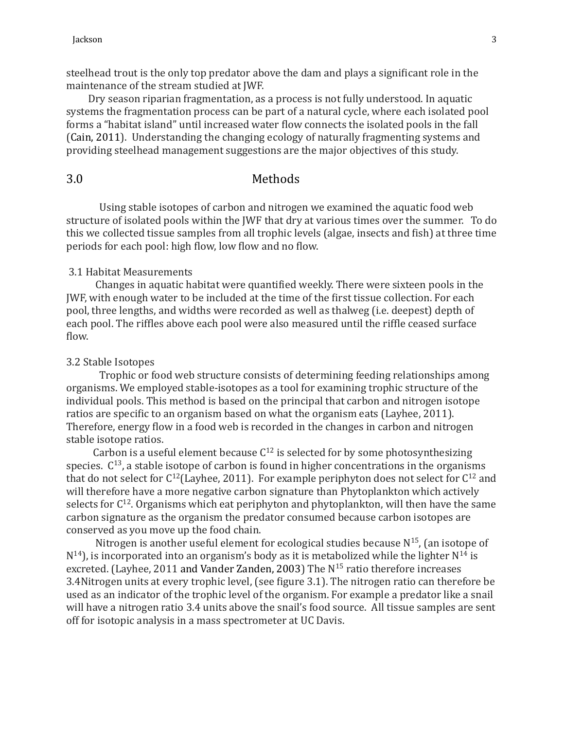steelhead trout is the only top predator above the dam and plays a significant role in the maintenance of the stream studied at JWF.

Dry season riparian fragmentation, as a process is not fully understood. In aquatic systems the fragmentation process can be part of a natural cycle, where each isolated pool forms a "habitat island" until increased water flow connects the isolated pools in the fall (Cain, 2011). Understanding the changing ecology of naturally fragmenting systems and providing steelhead management suggestions are the major objectives of this study.

## 3.0 Methods

Using stable isotopes of carbon and nitrogen we examined the aquatic food web structure of isolated pools within the JWF that dry at various times over the summer. To do this we collected tissue samples from all trophic levels (algae, insects and fish) at three time periods for each pool: high flow, low flow and no flow.

### 3.1 Habitat Measurements

Changes in aquatic habitat were quantified weekly. There were sixteen pools in the JWF, with enough water to be included at the time of the first tissue collection. For each pool, three lengths, and widths were recorded as well as thalweg (i.e. deepest) depth of each pool. The riffles above each pool were also measured until the riffle ceased surface flow.

### 3.2 Stable Isotopes

Trophic or food web structure consists of determining feeding relationships among organisms. We employed stable-isotopes as a tool for examining trophic structure of the individual pools. This method is based on the principal that carbon and nitrogen isotope ratios are specific to an organism based on what the organism eats (Layhee, 2011). Therefore, energy flow in a food web is recorded in the changes in carbon and nitrogen stable isotope ratios.

Carbon is a useful element because $C^{12}$ is selected for by some photosynthesizing species. $C^{13}$, a stable isotope of carbon is found in higher concentrations in the organisms that do not select for $C^{12}$(Layhee, 2011). For example periphyton does not select for $C^{12}$ and will therefore have a more negative carbon signature than Phytoplankton which actively selects for $C^{12}$. Organisms which eat periphyton and phytoplankton, will then have the same carbon signature as the organism the predator consumed because carbon isotopes are conserved as you move up the food chain.

Nitrogen is another useful element for ecological studies because $N^{15}$, (an isotope of $N^{14}$), is incorporated into an organism's body as it is metabolized while the lighter $N^{14}$ is excreted. (Layhee, 2011 and Vander Zanden, 2003) The $N^{15}$ ratio therefore increases 3.4Nitrogen units at every trophic level, (see figure 3.1). The nitrogen ratio can therefore be used as an indicator of the trophic level of the organism. For example a predator like a snail will have a nitrogen ratio 3.4 units above the snail's food source. All tissue samples are sent off for isotopic analysis in a mass spectrometer at UC Davis.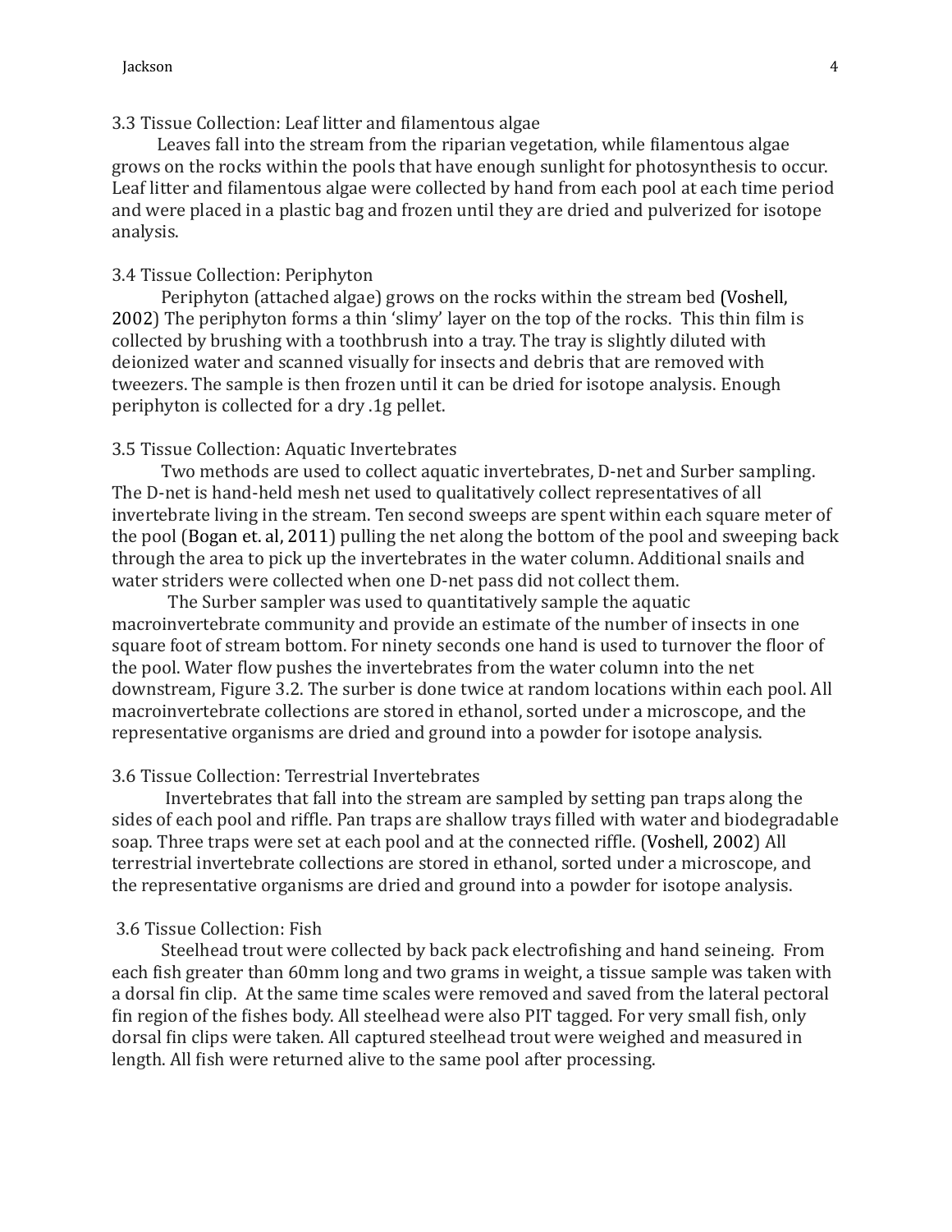### 3.3 Tissue Collection: Leaf litter and filamentous algae

Leaves fall into the stream from the riparian vegetation, while filamentous algae grows on the rocks within the pools that have enough sunlight for photosynthesis to occur. Leaf litter and filamentous algae were collected by hand from each pool at each time period and were placed in a plastic bag and frozen until they are dried and pulverized for isotope analysis.

### 3.4 Tissue Collection: Periphyton

Periphyton (attached algae) grows on the rocks within the stream bed (Voshell, 2002) The periphyton forms a thin 'slimy' layer on the top of the rocks. This thin film is collected by brushing with a toothbrush into a tray. The tray is slightly diluted with deionized water and scanned visually for insects and debris that are removed with tweezers. The sample is then frozen until it can be dried for isotope analysis. Enough periphyton is collected for a dry .1g pellet.

### 3.5 Tissue Collection: Aquatic Invertebrates

Two methods are used to collect aquatic invertebrates, D-net and Surber sampling. The D-net is hand-held mesh net used to qualitatively collect representatives of all invertebrate living in the stream. Ten second sweeps are spent within each square meter of the pool (Bogan et. al, 2011) pulling the net along the bottom of the pool and sweeping back through the area to pick up the invertebrates in the water column. Additional snails and water striders were collected when one D-net pass did not collect them.

The Surber sampler was used to quantitatively sample the aquatic macroinvertebrate community and provide an estimate of the number of insects in one square foot of stream bottom. For ninety seconds one hand is used to turnover the floor of the pool. Water flow pushes the invertebrates from the water column into the net downstream, Figure 3.2. The surber is done twice at random locations within each pool. All macroinvertebrate collections are stored in ethanol, sorted under a microscope, and the representative organisms are dried and ground into a powder for isotope analysis.

### 3.6 Tissue Collection: Terrestrial Invertebrates

Invertebrates that fall into the stream are sampled by setting pan traps along the sides of each pool and riffle. Pan traps are shallow trays filled with water and biodegradable soap. Three traps were set at each pool and at the connected riffle. (Voshell, 2002) All terrestrial invertebrate collections are stored in ethanol, sorted under a microscope, and the representative organisms are dried and ground into a powder for isotope analysis.

### 3.6 Tissue Collection: Fish

Steelhead trout were collected by back pack electrofishing and hand seineing. From each fish greater than 60mm long and two grams in weight, a tissue sample was taken with a dorsal fin clip. At the same time scales were removed and saved from the lateral pectoral fin region of the fishes body. All steelhead were also PIT tagged. For very small fish, only dorsal fin clips were taken. All captured steelhead trout were weighed and measured in length. All fish were returned alive to the same pool after processing.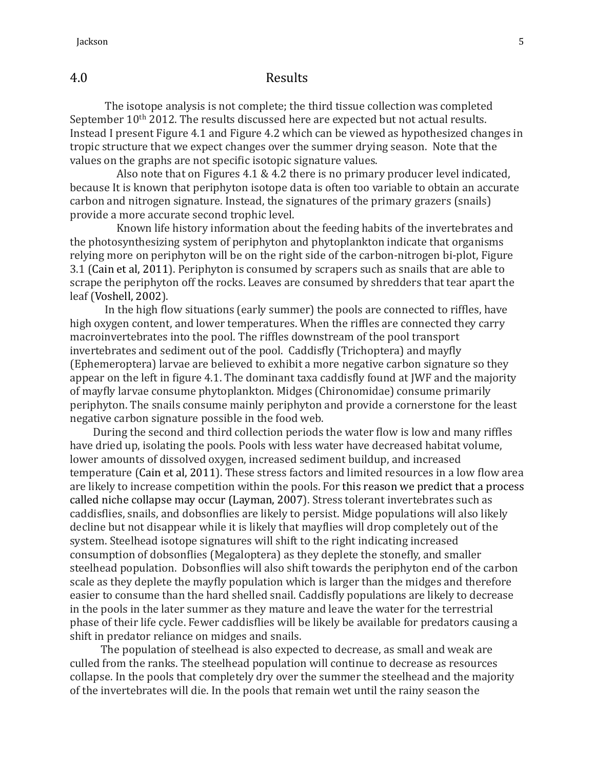## 4.0 Results

The isotope analysis is not complete; the third tissue collection was completed September 10$^{th}$ 2012. The results discussed here are expected but not actual results. Instead I present Figure 4.1 and Figure 4.2 which can be viewed as hypothesized changes in tropic structure that we expect changes over the summer drying season. Note that the values on the graphs are not specific isotopic signature values.

Also note that on Figures 4.1 & 4.2 there is no primary producer level indicated, because It is known that periphyton isotope data is often too variable to obtain an accurate carbon and nitrogen signature. Instead, the signatures of the primary grazers (snails) provide a more accurate second trophic level.

Known life history information about the feeding habits of the invertebrates and the photosynthesizing system of periphyton and phytoplankton indicate that organisms relying more on periphyton will be on the right side of the carbon-nitrogen bi-plot, Figure 3.1 (Cain et al, 2011). Periphyton is consumed by scrapers such as snails that are able to scrape the periphyton off the rocks. Leaves are consumed by shredders that tear apart the leaf (Voshell, 2002).

In the high flow situations (early summer) the pools are connected to riffles, have high oxygen content, and lower temperatures. When the riffles are connected they carry macroinvertebrates into the pool. The riffles downstream of the pool transport invertebrates and sediment out of the pool. Caddisfly (Trichoptera) and mayfly (Ephemeroptera) larvae are believed to exhibit a more negative carbon signature so they appear on the left in figure 4.1. The dominant taxa caddisfly found at JWF and the majority of mayfly larvae consume phytoplankton. Midges (Chironomidae) consume primarily periphyton. The snails consume mainly periphyton and provide a cornerstone for the least negative carbon signature possible in the food web.

During the second and third collection periods the water flow is low and many riffles have dried up, isolating the pools. Pools with less water have decreased habitat volume, lower amounts of dissolved oxygen, increased sediment buildup, and increased temperature (Cain et al, 2011). These stress factors and limited resources in a low flow area are likely to increase competition within the pools. For this reason we predict that a process called niche collapse may occur (Layman, 2007). Stress tolerant invertebrates such as caddisflies, snails, and dobsonflies are likely to persist. Midge populations will also likely decline but not disappear while it is likely that mayflies will drop completely out of the system. Steelhead isotope signatures will shift to the right indicating increased consumption of dobsonflies (Megaloptera) as they deplete the stonefly, and smaller steelhead population. Dobsonflies will also shift towards the periphyton end of the carbon scale as they deplete the mayfly population which is larger than the midges and therefore easier to consume than the hard shelled snail. Caddisfly populations are likely to decrease in the pools in the later summer as they mature and leave the water for the terrestrial phase of their life cycle. Fewer caddisflies will be likely be available for predators causing a shift in predator reliance on midges and snails.

The population of steelhead is also expected to decrease, as small and weak are culled from the ranks. The steelhead population will continue to decrease as resources collapse. In the pools that completely dry over the summer the steelhead and the majority of the invertebrates will die. In the pools that remain wet until the rainy season the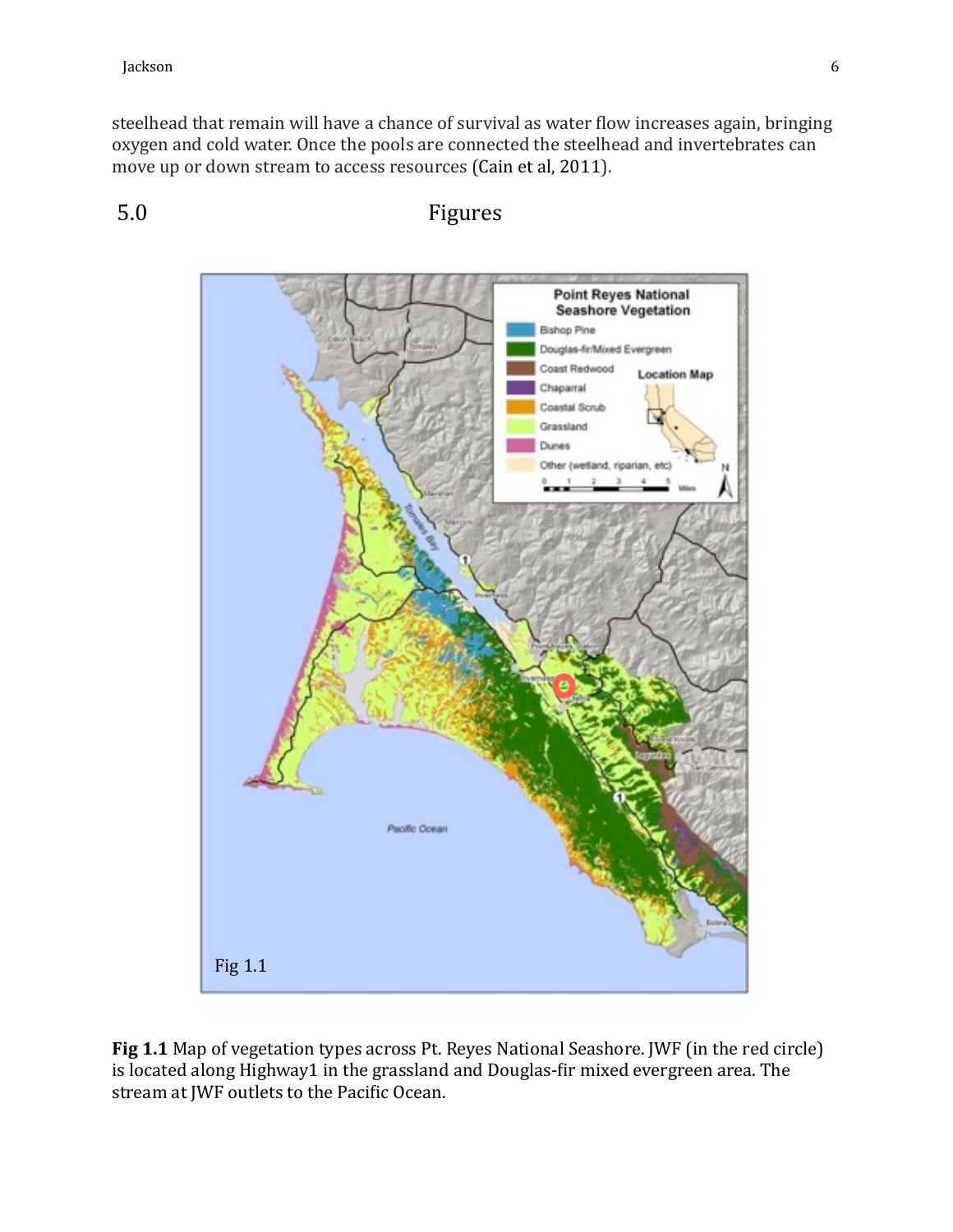steelhead that remain will have a chance of survival as water flow increases again, bringing oxygen and cold water. Once the pools are connected the steelhead and invertebrates can move up or down stream to access resources (Cain et al, 2011).

## 5.0 Figures

**Fig 1.1** Map of vegetation types across Pt. Reyes National Seashore. JWF (in the red circle) is located along Highway1 in the grassland and Douglas-fir mixed evergreen area. The stream at JWF outlets to the Pacific Ocean.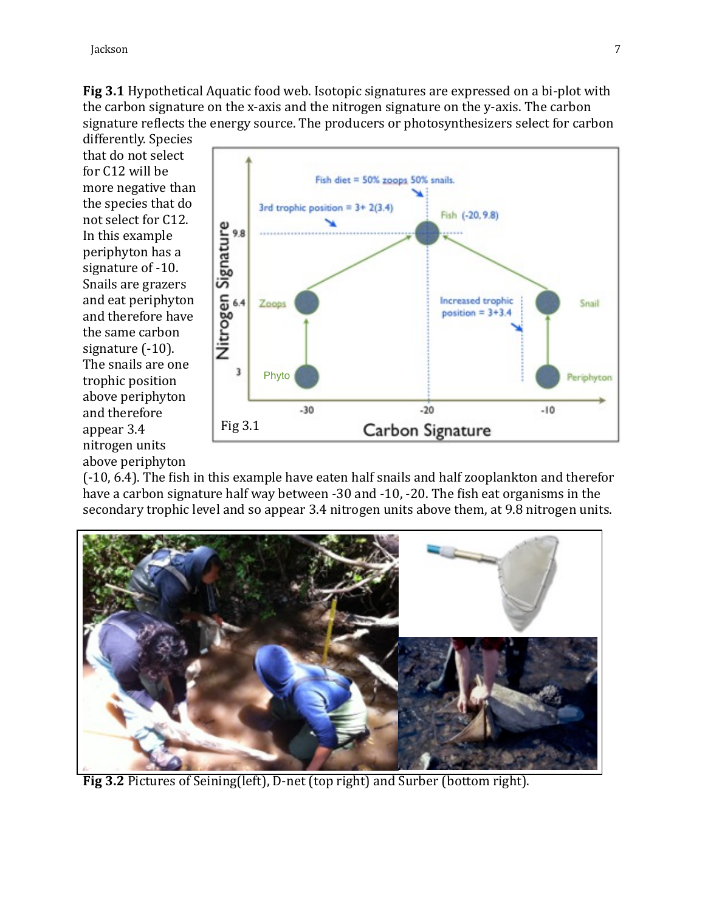**Fig 3.1** Hypothetical Aquatic food web. Isotopic signatures are expressed on a bi-plot with the carbon signature on the x-axis and the nitrogen signature on the y-axis. The carbon signature reflects the energy source. The producers or photosynthesizers select for carbon differently. Species that do not select for C12 will be more negative than the species that do not select for C12. In this example periphyton has a signature of -10. Snails are grazers and eat periphyton and therefore have the same carbon signature (-10). The snails are one trophic position above periphyton and therefore appear 3.4 nitrogen units above periphyton (-10, 6.4). The fish in this example have eaten half snails and half zooplankton and therefor have a carbon signature half way between -30 and -10, -20. The fish eat organisms in the secondary trophic level and so appear 3.4 nitrogen units above them, at 9.8 nitrogen units.

**Fig 3.2** Pictures of Seining(left), D-net (top right) and Surber (bottom right).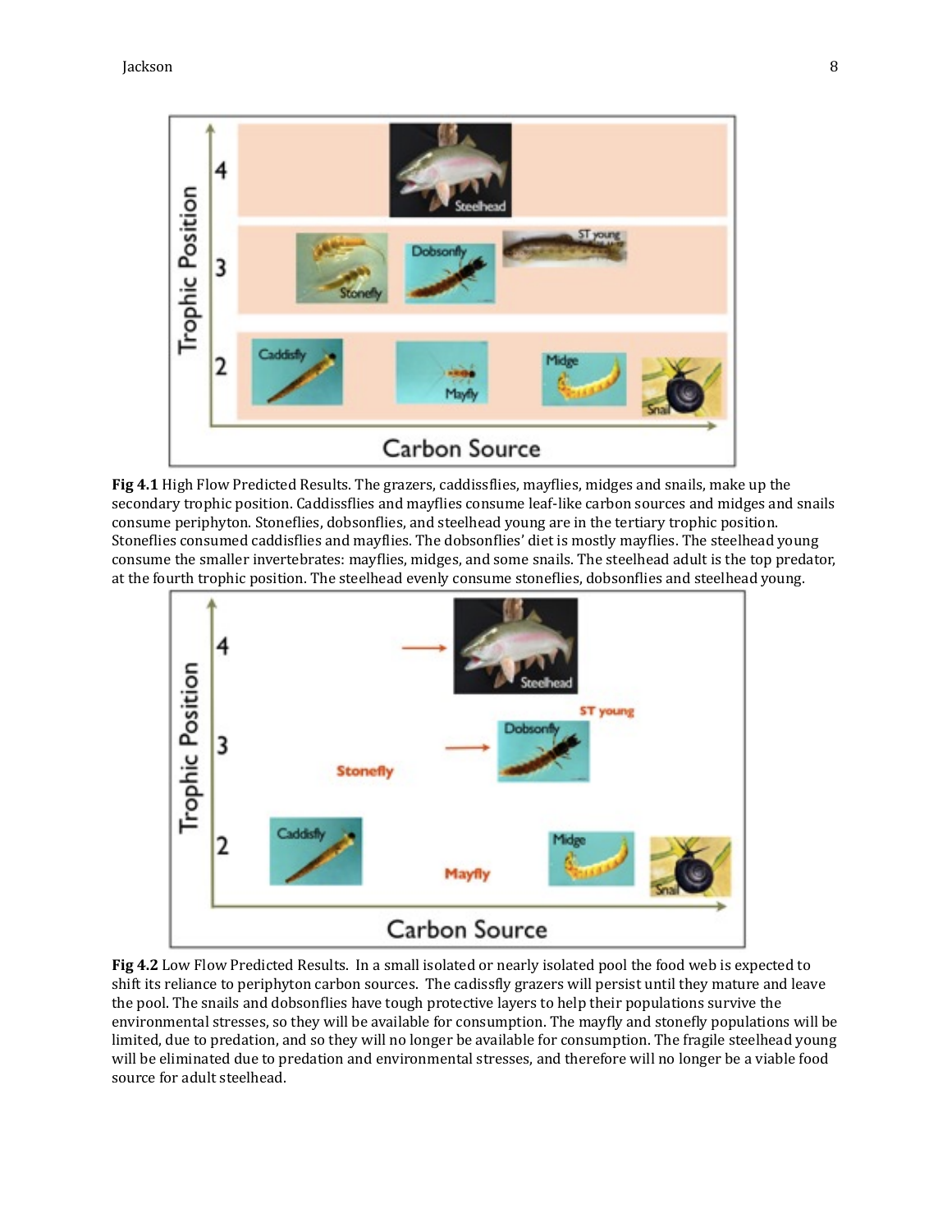**Fig 4.1** High Flow Predicted Results. The grazers, caddissflies, mayflies, midges and snails, make up the secondary trophic position. Caddissflies and mayflies consume leaf-like carbon sources and midges and snails consume periphyton. Stoneflies, dobsonflies, and steelhead young are in the tertiary trophic position. Stoneflies consumed caddisflies and mayflies. The dobsonflies' diet is mostly mayflies. The steelhead young consume the smaller invertebrates: mayflies, midges, and some snails. The steelhead adult is the top predator, at the fourth trophic position. The steelhead evenly consume stoneflies, dobsonflies and steelhead young.

**Fig 4.2** Low Flow Predicted Results. In a small isolated or nearly isolated pool the food web is expected to shift its reliance to periphyton carbon sources. The cadissfly grazers will persist until they mature and leave the pool. The snails and dobsonflies have tough protective layers to help their populations survive the environmental stresses, so they will be available for consumption. The mayfly and stonefly populations will be limited, due to predation, and so they will no longer be available for consumption. The fragile steelhead young will be eliminated due to predation and environmental stresses, and therefore will no longer be a viable food source for adult steelhead.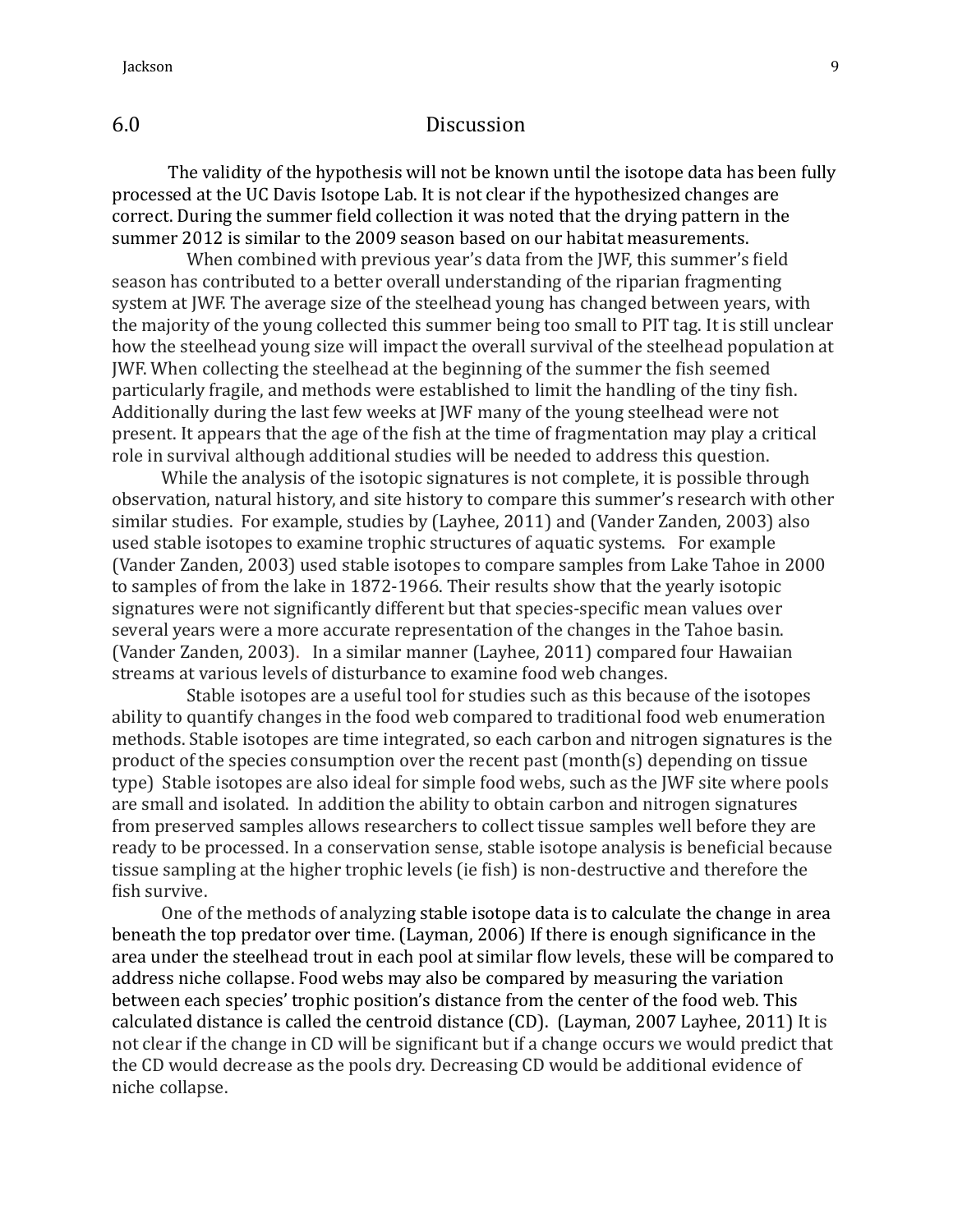## 6.0 Discussion

The validity of the hypothesis will not be known until the isotope data has been fully processed at the UC Davis Isotope Lab. It is not clear if the hypothesized changes are correct. During the summer field collection it was noted that the drying pattern in the summer 2012 is similar to the 2009 season based on our habitat measurements.

When combined with previous year's data from the JWF, this summer's field season has contributed to a better overall understanding of the riparian fragmenting system at JWF. The average size of the steelhead young has changed between years, with the majority of the young collected this summer being too small to PIT tag. It is still unclear how the steelhead young size will impact the overall survival of the steelhead population at JWF. When collecting the steelhead at the beginning of the summer the fish seemed particularly fragile, and methods were established to limit the handling of the tiny fish. Additionally during the last few weeks at JWF many of the young steelhead were not present. It appears that the age of the fish at the time of fragmentation may play a critical role in survival although additional studies will be needed to address this question.

While the analysis of the isotopic signatures is not complete, it is possible through observation, natural history, and site history to compare this summer's research with other similar studies. For example, studies by (Layhee, 2011) and (Vander Zanden, 2003) also used stable isotopes to examine trophic structures of aquatic systems. For example (Vander Zanden, 2003) used stable isotopes to compare samples from Lake Tahoe in 2000 to samples of from the lake in 1872-1966. Their results show that the yearly isotopic signatures were not significantly different but that species-specific mean values over several years were a more accurate representation of the changes in the Tahoe basin. (Vander Zanden, 2003). In a similar manner (Layhee, 2011) compared four Hawaiian streams at various levels of disturbance to examine food web changes.

Stable isotopes are a useful tool for studies such as this because of the isotopes ability to quantify changes in the food web compared to traditional food web enumeration methods. Stable isotopes are time integrated, so each carbon and nitrogen signatures is the product of the species consumption over the recent past (month(s) depending on tissue type) Stable isotopes are also ideal for simple food webs, such as the JWF site where pools are small and isolated. In addition the ability to obtain carbon and nitrogen signatures from preserved samples allows researchers to collect tissue samples well before they are ready to be processed. In a conservation sense, stable isotope analysis is beneficial because tissue sampling at the higher trophic levels (ie fish) is non-destructive and therefore the fish survive.

One of the methods of analyzing stable isotope data is to calculate the change in area beneath the top predator over time. (Layman, 2006) If there is enough significance in the area under the steelhead trout in each pool at similar flow levels, these will be compared to address niche collapse. Food webs may also be compared by measuring the variation between each species' trophic position's distance from the center of the food web. This calculated distance is called the centroid distance (CD). (Layman, 2007 Layhee, 2011) It is not clear if the change in CD will be significant but if a change occurs we would predict that the CD would decrease as the pools dry. Decreasing CD would be additional evidence of niche collapse.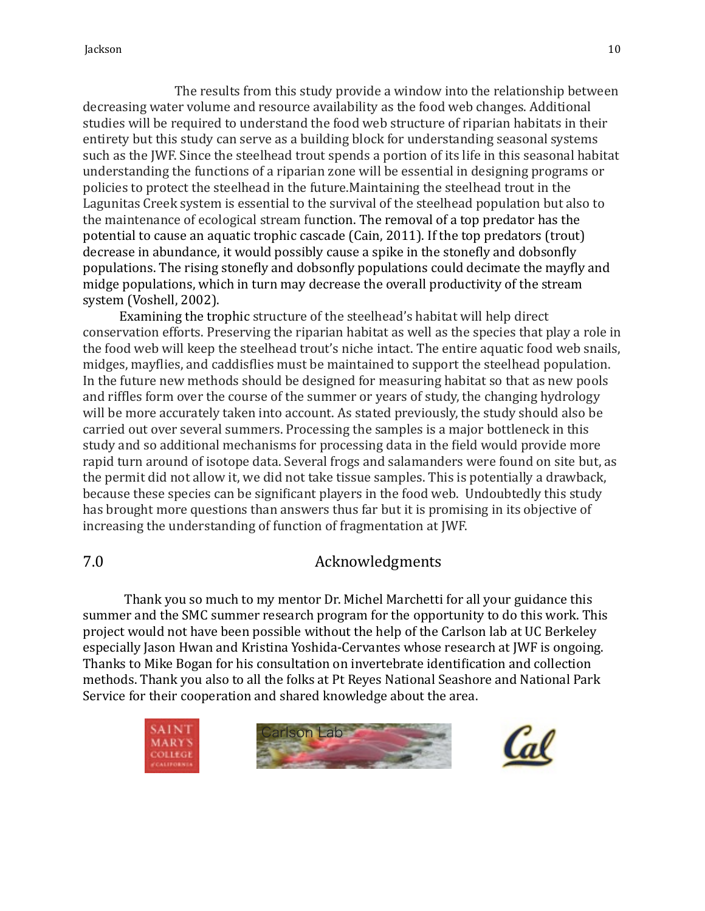The results from this study provide a window into the relationship between decreasing water volume and resource availability as the food web changes. Additional studies will be required to understand the food web structure of riparian habitats in their entirety but this study can serve as a building block for understanding seasonal systems such as the JWF. Since the steelhead trout spends a portion of its life in this seasonal habitat understanding the functions of a riparian zone will be essential in designing programs or policies to protect the steelhead in the future.Maintaining the steelhead trout in the Lagunitas Creek system is essential to the survival of the steelhead population but also to the maintenance of ecological stream function. The removal of a top predator has the potential to cause an aquatic trophic cascade (Cain, 2011). If the top predators (trout) decrease in abundance, it would possibly cause a spike in the stonefly and dobsonfly populations. The rising stonefly and dobsonfly populations could decimate the mayfly and midge populations, which in turn may decrease the overall productivity of the stream system (Voshell, 2002).

Examining the trophic structure of the steelhead's habitat will help direct conservation efforts. Preserving the riparian habitat as well as the species that play a role in the food web will keep the steelhead trout's niche intact. The entire aquatic food web snails, midges, mayflies, and caddisflies must be maintained to support the steelhead population. In the future new methods should be designed for measuring habitat so that as new pools and riffles form over the course of the summer or years of study, the changing hydrology will be more accurately taken into account. As stated previously, the study should also be carried out over several summers. Processing the samples is a major bottleneck in this study and so additional mechanisms for processing data in the field would provide more rapid turn around of isotope data. Several frogs and salamanders were found on site but, as the permit did not allow it, we did not take tissue samples. This is potentially a drawback, because these species can be significant players in the food web. Undoubtedly this study has brought more questions than answers thus far but it is promising in its objective of increasing the understanding of function of fragmentation at JWF.

## 7.0 Acknowledgments

Thank you so much to my mentor Dr. Michel Marchetti for all your guidance this summer and the SMC summer research program for the opportunity to do this work. This project would not have been possible without the help of the Carlson lab at UC Berkeley especially Jason Hwan and Kristina Yoshida-Cervantes whose research at JWF is ongoing. Thanks to Mike Bogan for his consultation on invertebrate identification and collection methods. Thank you also to all the folks at Pt Reyes National Seashore and National Park Service for their cooperation and shared knowledge about the area.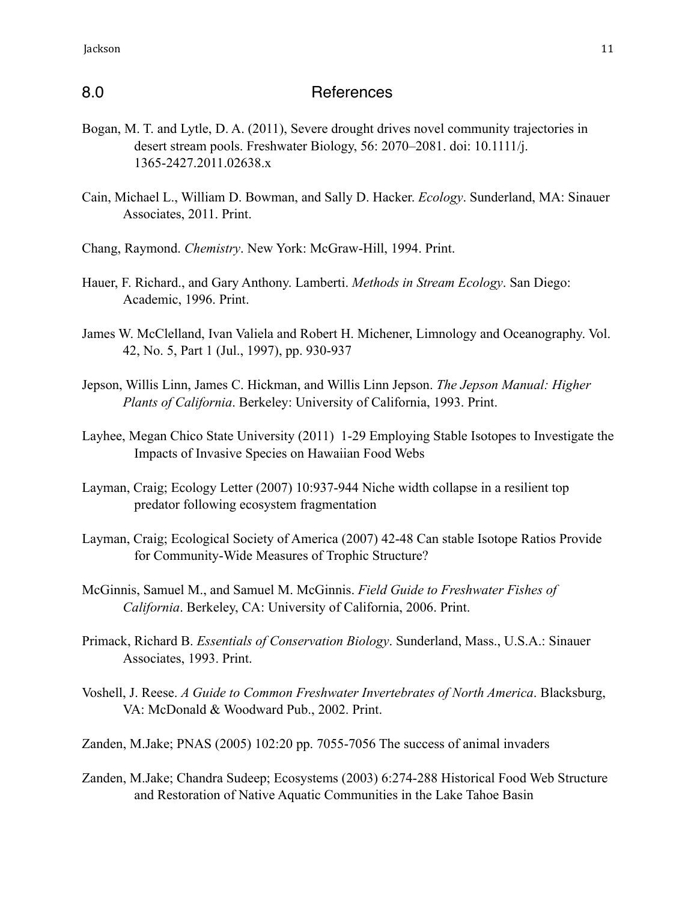## 8.0 References

Bogan, M. T. and Lytle, D. A. (2011), Severe drought drives novel community trajectories in desert stream pools. Freshwater Biology, 56: 2070–2081. doi: 10.1111/j. 1365-2427.2011.02638.x

Cain, Michael L., William D. Bowman, and Sally D. Hacker. *Ecology*. Sunderland, MA: Sinauer Associates, 2011. Print.

Chang, Raymond. *Chemistry*. New York: McGraw-Hill, 1994. Print.

Hauer, F. Richard., and Gary Anthony. Lamberti. *Methods in Stream Ecology*. San Diego: Academic, 1996. Print.

James W. McClelland, Ivan Valiela and Robert H. Michener, Limnology and Oceanography. Vol. 42, No. 5, Part 1 (Jul., 1997), pp. 930-937

Jepson, Willis Linn, James C. Hickman, and Willis Linn Jepson. *The Jepson Manual: Higher Plants of California*. Berkeley: University of California, 1993. Print.

Layhee, Megan Chico State University (2011) 1-29 Employing Stable Isotopes to Investigate the Impacts of Invasive Species on Hawaiian Food Webs

Layman, Craig; Ecology Letter (2007) 10:937-944 Niche width collapse in a resilient top predator following ecosystem fragmentation

Layman, Craig; Ecological Society of America (2007) 42-48 Can stable Isotope Ratios Provide for Community-Wide Measures of Trophic Structure?

McGinnis, Samuel M., and Samuel M. McGinnis. *Field Guide to Freshwater Fishes of California*. Berkeley, CA: University of California, 2006. Print.

Primack, Richard B. *Essentials of Conservation Biology*. Sunderland, Mass., U.S.A.: Sinauer Associates, 1993. Print.

Voshell, J. Reese. *A Guide to Common Freshwater Invertebrates of North America*. Blacksburg, VA: McDonald & Woodward Pub., 2002. Print.

Zanden, M.Jake; PNAS (2005) 102:20 pp. 7055-7056 The success of animal invaders

Zanden, M.Jake; Chandra Sudeep; Ecosystems (2003) 6:274-288 Historical Food Web Structure and Restoration of Native Aquatic Communities in the Lake Tahoe Basin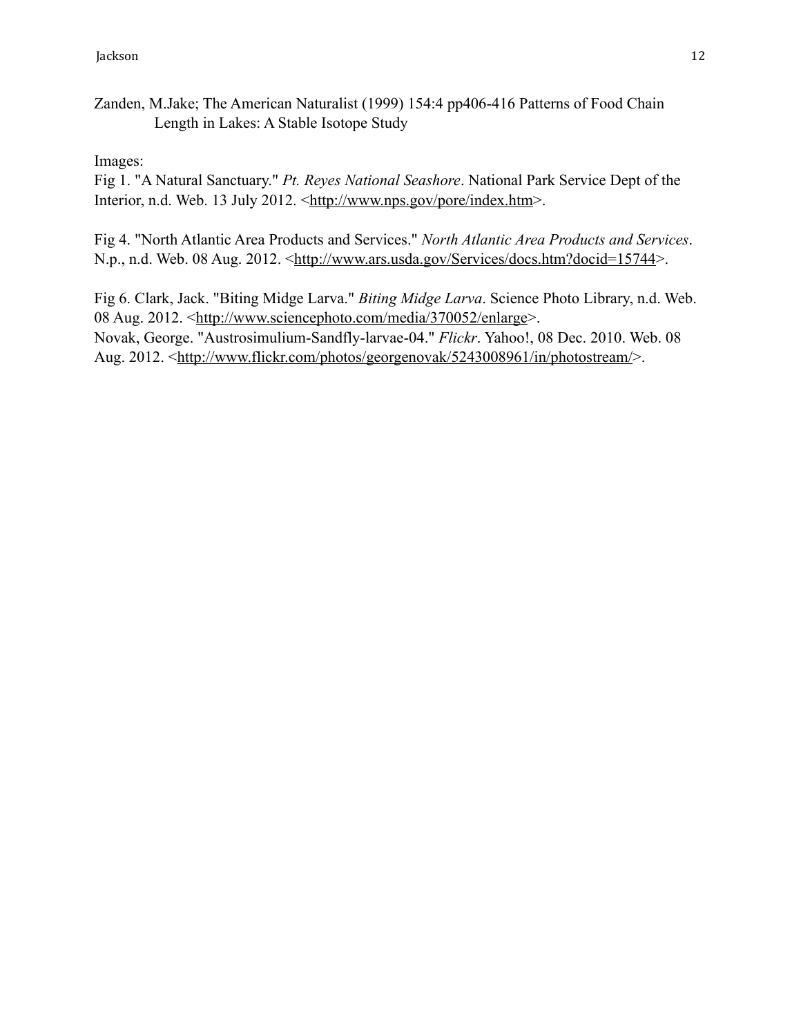Zanden, M.Jake; The American Naturalist (1999) 154:4 pp406-416 Patterns of Food Chain Length in Lakes: A Stable Isotope Study

Images:

Fig 1. "A Natural Sanctuary." *Pt. Reyes National Seashore*. National Park Service Dept of the Interior, n.d. Web. 13 July 2012. <http://www.nps.gov/pore/index.htm>.

Fig 4. "North Atlantic Area Products and Services." *North Atlantic Area Products and Services*. N.p., n.d. Web. 08 Aug. 2012. <http://www.ars.usda.gov/Services/docs.htm?docid=15744>.

Fig 6. Clark, Jack. "Biting Midge Larva." *Biting Midge Larva*. Science Photo Library, n.d. Web. 08 Aug. 2012. <http://www.sciencephoto.com/media/370052/enlarge>.
Novak, George. "Austrosimulium-Sandfly-larvae-04." *Flickr*. Yahoo!, 08 Dec. 2010. Web. 08 Aug. 2012. <http://www.flickr.com/photos/georgenovak/5243008961/in/photostream/>.